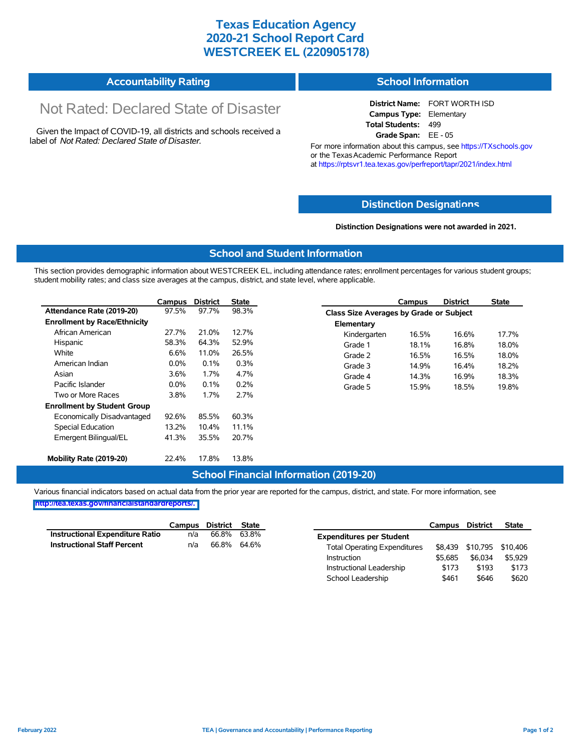# Texas Education Agency
# 2020-21 School Report Card
# WESTCREEK EL (220905178)

## Accountability Rating

Not Rated: Declared State of Disaster

Given the Impact of COVID-19, all districts and schools received a label of *Not Rated: Declared State of Disaster*.

## School Information

**District Name:** FORT WORTH ISD
**Campus Type:** Elementary
**Total Students:** 499
**Grade Span:** EE - 05

For more information about this campus, see https://TXschools.gov or the Texas Academic Performance Report at https://rptsvr1.tea.texas.gov/perfreport/tapr/2021/index.html

## Distinction Designations

**Distinction Designations were not awarded in 2021.**

## School and Student Information

This section provides demographic information about WESTCREEK EL, including attendance rates; enrollment percentages for various student groups; student mobility rates; and class size averages at the campus, district, and state level, where applicable.

| | Campus | District | State |
|---|---|---|---|
| **Attendance Rate (2019-20)** | 97.5% | 97.7% | 98.3% |
| **Enrollment by Race/Ethnicity** | | | |
| African American | 27.7% | 21.0% | 12.7% |
| Hispanic | 58.3% | 64.3% | 52.9% |
| White | 6.6% | 11.0% | 26.5% |
| American Indian | 0.0% | 0.1% | 0.3% |
| Asian | 3.6% | 1.7% | 4.7% |
| Pacific Islander | 0.0% | 0.1% | 0.2% |
| Two or More Races | 3.8% | 1.7% | 2.7% |
| **Enrollment by Student Group** | | | |
| Economically Disadvantaged | 92.6% | 85.5% | 60.3% |
| Special Education | 13.2% | 10.4% | 11.1% |
| Emergent Bilingual/EL | 41.3% | 35.5% | 20.7% |
| **Mobility Rate (2019-20)** | 22.4% | 17.8% | 13.8% |

| | Campus | District | State |
|---|---|---|---|
| **Class Size Averages by Grade or Subject** | | | |
| **Elementary** | | | |
| Kindergarten | 16.5% | 16.6% | 17.7% |
| Grade 1 | 18.1% | 16.8% | 18.0% |
| Grade 2 | 16.5% | 16.5% | 18.0% |
| Grade 3 | 14.9% | 16.4% | 18.2% |
| Grade 4 | 14.3% | 16.9% | 18.3% |
| Grade 5 | 15.9% | 18.5% | 19.8% |

## School Financial Information (2019-20)

Various financial indicators based on actual data from the prior year are reported for the campus, district, and state. For more information, see http://tea.texas.gov/financialstandardreports/.

| | Campus | District | State |
|---|---|---|---|
| **Instructional Expenditure Ratio** | n/a | 66.8% | 63.8% |
| **Instructional Staff Percent** | n/a | 66.8% | 64.6% |

| | Campus | District | State |
|---|---|---|---|
| **Expenditures per Student** | | | |
| Total Operating Expenditures | $8,439 | $10,795 | $10,406 |
| Instruction | $5,685 | $6,034 | $5,929 |
| Instructional Leadership | $173 | $193 | $173 |
| School Leadership | $461 | $646 | $620 |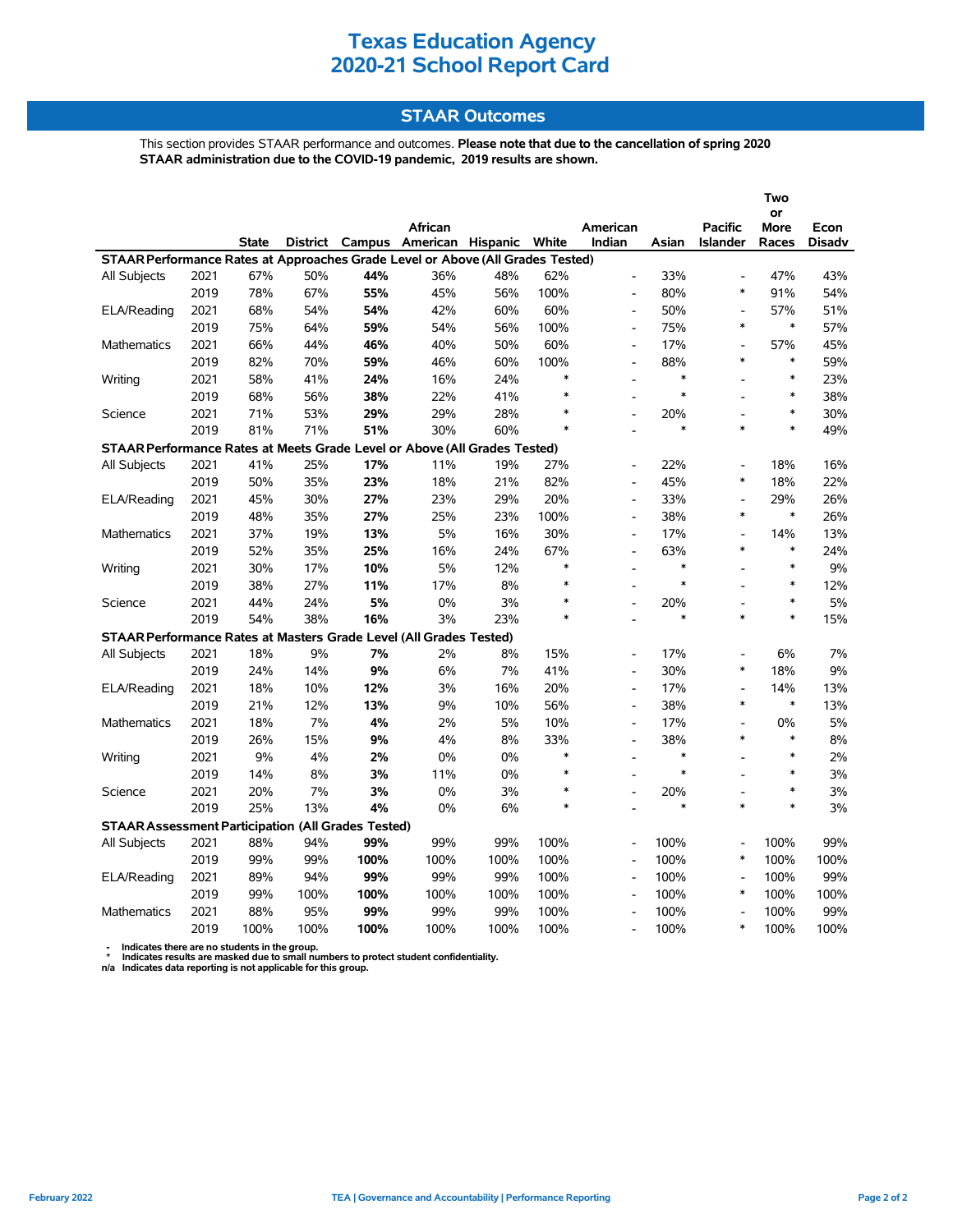# Texas Education Agency
# 2020-21 School Report Card

## STAAR Outcomes

This section provides STAAR performance and outcomes. **Please note that due to the cancellation of spring 2020 STAAR administration due to the COVID-19 pandemic, 2019 results are shown.**

| | | State | District | Campus | African American | Hispanic | White | American Indian | Asian | Pacific Islander | Two or More Races | Econ Disadv |
|---|---|---|---|---|---|---|---|---|---|---|---|---|
| **STAAR Performance Rates at Approaches Grade Level or Above (All Grades Tested)** | | | | | | | | | | | | |
| All Subjects | 2021 | 67% | 50% | **44%** | 36% | 48% | 62% | - | 33% | - | 47% | 43% |
| | 2019 | 78% | 67% | **55%** | 45% | 56% | 100% | - | 80% | * | 91% | 54% |
| ELA/Reading | 2021 | 68% | 54% | **54%** | 42% | 60% | 60% | - | 50% | - | 57% | 51% |
| | 2019 | 75% | 64% | **59%** | 54% | 56% | 100% | - | 75% | * | * | 57% |
| Mathematics | 2021 | 66% | 44% | **46%** | 40% | 50% | 60% | - | 17% | - | 57% | 45% |
| | 2019 | 82% | 70% | **59%** | 46% | 60% | 100% | - | 88% | * | * | 59% |
| Writing | 2021 | 58% | 41% | **24%** | 16% | 24% | * | - | * | - | * | 23% |
| | 2019 | 68% | 56% | **38%** | 22% | 41% | * | - | * | - | * | 38% |
| Science | 2021 | 71% | 53% | **29%** | 29% | 28% | * | - | 20% | - | * | 30% |
| | 2019 | 81% | 71% | **51%** | 30% | 60% | * | - | * | * | * | 49% |
| **STAAR Performance Rates at Meets Grade Level or Above (All Grades Tested)** | | | | | | | | | | | | |
| All Subjects | 2021 | 41% | 25% | **17%** | 11% | 19% | 27% | - | 22% | - | 18% | 16% |
| | 2019 | 50% | 35% | **23%** | 18% | 21% | 82% | - | 45% | * | 18% | 22% |
| ELA/Reading | 2021 | 45% | 30% | **27%** | 23% | 29% | 20% | - | 33% | - | 29% | 26% |
| | 2019 | 48% | 35% | **27%** | 25% | 23% | 100% | - | 38% | * | * | 26% |
| Mathematics | 2021 | 37% | 19% | **13%** | 5% | 16% | 30% | - | 17% | - | 14% | 13% |
| | 2019 | 52% | 35% | **25%** | 16% | 24% | 67% | - | 63% | * | * | 24% |
| Writing | 2021 | 30% | 17% | **10%** | 5% | 12% | * | - | * | - | * | 9% |
| | 2019 | 38% | 27% | **11%** | 17% | 8% | * | - | * | - | * | 12% |
| Science | 2021 | 44% | 24% | **5%** | 0% | 3% | * | - | 20% | - | * | 5% |
| | 2019 | 54% | 38% | **16%** | 3% | 23% | * | - | * | * | * | 15% |
| **STAAR Performance Rates at Masters Grade Level (All Grades Tested)** | | | | | | | | | | | | |
| All Subjects | 2021 | 18% | 9% | **7%** | 2% | 8% | 15% | - | 17% | - | 6% | 7% |
| | 2019 | 24% | 14% | **9%** | 6% | 7% | 41% | - | 30% | * | 18% | 9% |
| ELA/Reading | 2021 | 18% | 10% | **12%** | 3% | 16% | 20% | - | 17% | - | 14% | 13% |
| | 2019 | 21% | 12% | **13%** | 9% | 10% | 56% | - | 38% | * | * | 13% |
| Mathematics | 2021 | 18% | 7% | **4%** | 2% | 5% | 10% | - | 17% | - | 0% | 5% |
| | 2019 | 26% | 15% | **9%** | 4% | 8% | 33% | - | 38% | * | * | 8% |
| Writing | 2021 | 9% | 4% | **2%** | 0% | 0% | * | - | * | - | * | 2% |
| | 2019 | 14% | 8% | **3%** | 11% | 0% | * | - | * | - | * | 3% |
| Science | 2021 | 20% | 7% | **3%** | 0% | 3% | * | - | 20% | - | * | 3% |
| | 2019 | 25% | 13% | **4%** | 0% | 6% | * | - | * | * | * | 3% |
| **STAAR Assessment Participation (All Grades Tested)** | | | | | | | | | | | | |
| All Subjects | 2021 | 88% | 94% | **99%** | 99% | 99% | 100% | - | 100% | - | 100% | 99% |
| | 2019 | 99% | 99% | **100%** | 100% | 100% | 100% | - | 100% | * | 100% | 100% |
| ELA/Reading | 2021 | 89% | 94% | **99%** | 99% | 99% | 100% | - | 100% | - | 100% | 99% |
| | 2019 | 99% | 100% | **100%** | 100% | 100% | 100% | - | 100% | * | 100% | 100% |
| Mathematics | 2021 | 88% | 95% | **99%** | 99% | 99% | 100% | - | 100% | - | 100% | 99% |
| | 2019 | 100% | 100% | **100%** | 100% | 100% | 100% | - | 100% | * | 100% | 100% |

- Indicates there are no students in the group.
* Indicates results are masked due to small numbers to protect student confidentiality.
n/a Indicates data reporting is not applicable for this group.